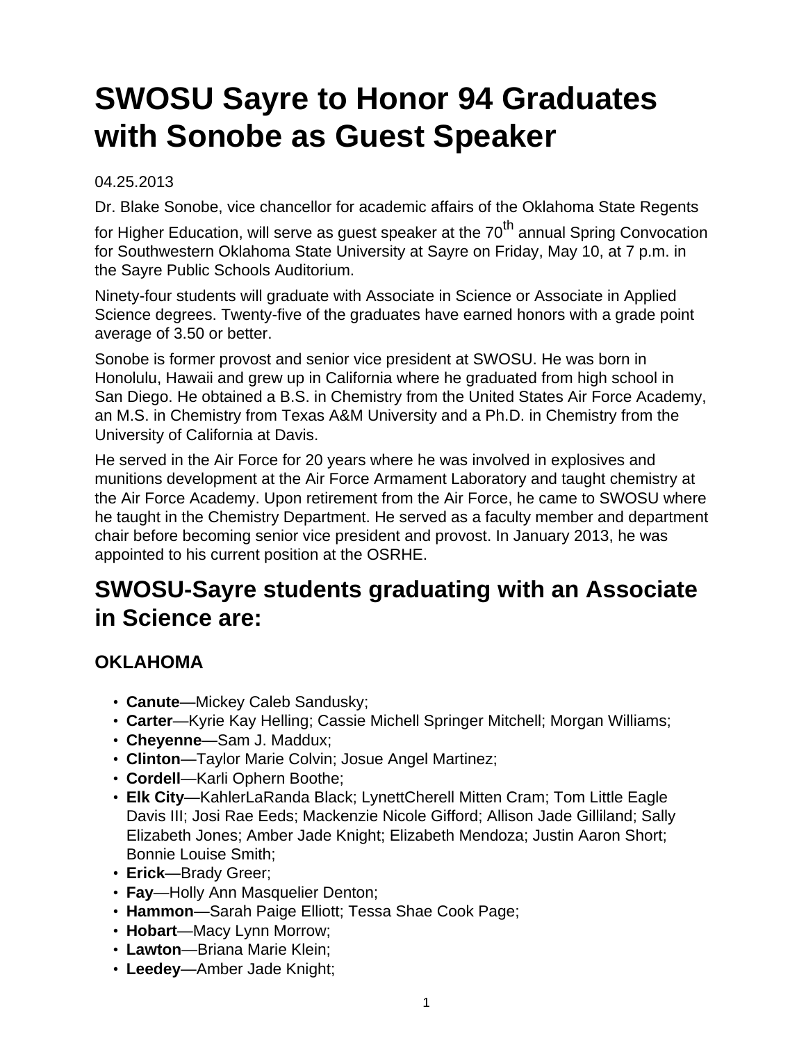# SWOSU Sayre to Honor 94 Graduates with Sonobe as Guest Speaker

04.25.2013

Dr. Blake Sonobe, vice chancellor for academic affairs of the Oklahoma State Regents for Higher Education, will serve as guest speaker at the 70th annual Spring Convocation for Southwestern Oklahoma State University at Sayre on Friday, May 10, at 7 p.m. in the Sayre Public Schools Auditorium.

Ninety-four students will graduate with Associate in Science or Associate in Applied Science degrees. Twenty-five of the graduates have earned honors with a grade point average of 3.50 or better.

Sonobe is former provost and senior vice president at SWOSU. He was born in Honolulu, Hawaii and grew up in California where he graduated from high school in San Diego. He obtained a B.S. in Chemistry from the United States Air Force Academy, an M.S. in Chemistry from Texas A&M University and a Ph.D. in Chemistry from the University of California at Davis.

He served in the Air Force for 20 years where he was involved in explosives and munitions development at the Air Force Armament Laboratory and taught chemistry at the Air Force Academy. Upon retirement from the Air Force, he came to SWOSU where he taught in the Chemistry Department. He served as a faculty member and department chair before becoming senior vice president and provost. In January 2013, he was appointed to his current position at the OSRHE.

## SWOSU-Sayre students graduating with an Associate in Science are:

### OKLAHOMA

- **Canute**—Mickey Caleb Sandusky;
- **Carter**—Kyrie Kay Helling; Cassie Michell Springer Mitchell; Morgan Williams;
- **Cheyenne**—Sam J. Maddux;
- **Clinton**—Taylor Marie Colvin; Josue Angel Martinez;
- **Cordell**—Karli Ophern Boothe;
- **Elk City**—KahlerLaRanda Black; LynettCherell Mitten Cram; Tom Little Eagle Davis III; Josi Rae Eeds; Mackenzie Nicole Gifford; Allison Jade Gilliland; Sally Elizabeth Jones; Amber Jade Knight; Elizabeth Mendoza; Justin Aaron Short; Bonnie Louise Smith;
- **Erick**—Brady Greer;
- **Fay**—Holly Ann Masquelier Denton;
- **Hammon**—Sarah Paige Elliott; Tessa Shae Cook Page;
- **Hobart**—Macy Lynn Morrow;
- **Lawton**—Briana Marie Klein;
- **Leedey**—Amber Jade Knight;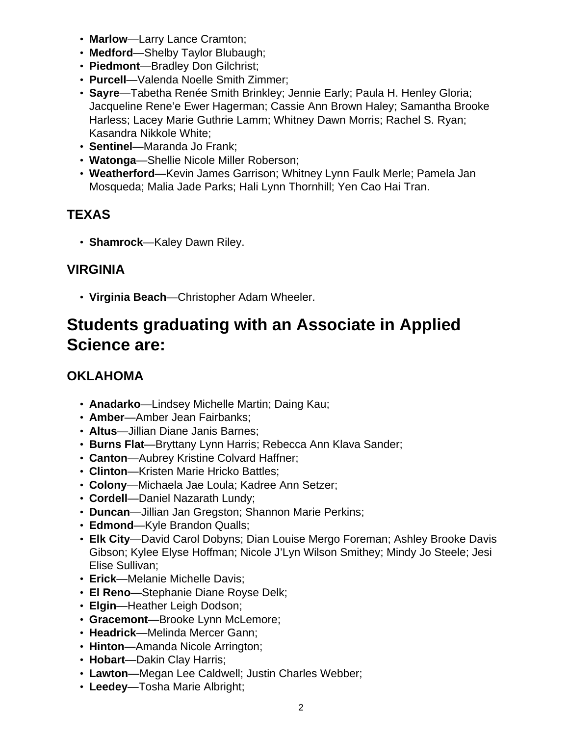- **Marlow**—Larry Lance Cramton;
- **Medford**—Shelby Taylor Blubaugh;
- **Piedmont**—Bradley Don Gilchrist;
- **Purcell**—Valenda Noelle Smith Zimmer;
- **Sayre**—Tabetha Renée Smith Brinkley; Jennie Early; Paula H. Henley Gloria; Jacqueline Rene'e Ewer Hagerman; Cassie Ann Brown Haley; Samantha Brooke Harless; Lacey Marie Guthrie Lamm; Whitney Dawn Morris; Rachel S. Ryan; Kasandra Nikkole White;
- **Sentinel**—Maranda Jo Frank;
- **Watonga**—Shellie Nicole Miller Roberson;
- **Weatherford**—Kevin James Garrison; Whitney Lynn Faulk Merle; Pamela Jan Mosqueda; Malia Jade Parks; Hali Lynn Thornhill; Yen Cao Hai Tran.

### TEXAS

- **Shamrock**—Kaley Dawn Riley.

### VIRGINIA

- **Virginia Beach**—Christopher Adam Wheeler.

## Students graduating with an Associate in Applied Science are:

### OKLAHOMA

- **Anadarko**—Lindsey Michelle Martin; Daing Kau;
- **Amber**—Amber Jean Fairbanks;
- **Altus**—Jillian Diane Janis Barnes;
- **Burns Flat**—Bryttany Lynn Harris; Rebecca Ann Klava Sander;
- **Canton**—Aubrey Kristine Colvard Haffner;
- **Clinton**—Kristen Marie Hricko Battles;
- **Colony**—Michaela Jae Loula; Kadree Ann Setzer;
- **Cordell**—Daniel Nazarath Lundy;
- **Duncan**—Jillian Jan Gregston; Shannon Marie Perkins;
- **Edmond**—Kyle Brandon Qualls;
- **Elk City**—David Carol Dobyns; Dian Louise Mergo Foreman; Ashley Brooke Davis Gibson; Kylee Elyse Hoffman; Nicole J'Lyn Wilson Smithey; Mindy Jo Steele; Jesi Elise Sullivan;
- **Erick**—Melanie Michelle Davis;
- **El Reno**—Stephanie Diane Royse Delk;
- **Elgin**—Heather Leigh Dodson;
- **Gracemont**—Brooke Lynn McLemore;
- **Headrick**—Melinda Mercer Gann;
- **Hinton**—Amanda Nicole Arrington;
- **Hobart**—Dakin Clay Harris;
- **Lawton**—Megan Lee Caldwell; Justin Charles Webber;
- **Leedey**—Tosha Marie Albright;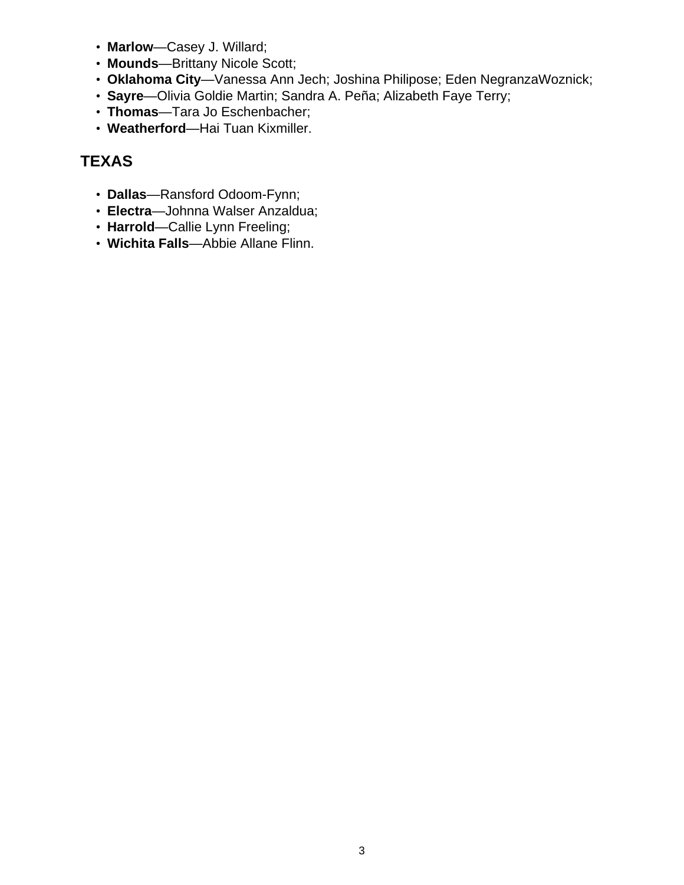- **Marlow**—Casey J. Willard;
- **Mounds**—Brittany Nicole Scott;
- **Oklahoma City**—Vanessa Ann Jech; Joshina Philipose; Eden NegranzaWoznick;
- **Sayre**—Olivia Goldie Martin; Sandra A. Peña; Alizabeth Faye Terry;
- **Thomas**—Tara Jo Eschenbacher;
- **Weatherford**—Hai Tuan Kixmiller.

## TEXAS

- **Dallas**—Ransford Odoom-Fynn;
- **Electra**—Johnna Walser Anzaldua;
- **Harrold**—Callie Lynn Freeling;
- **Wichita Falls**—Abbie Allane Flinn.